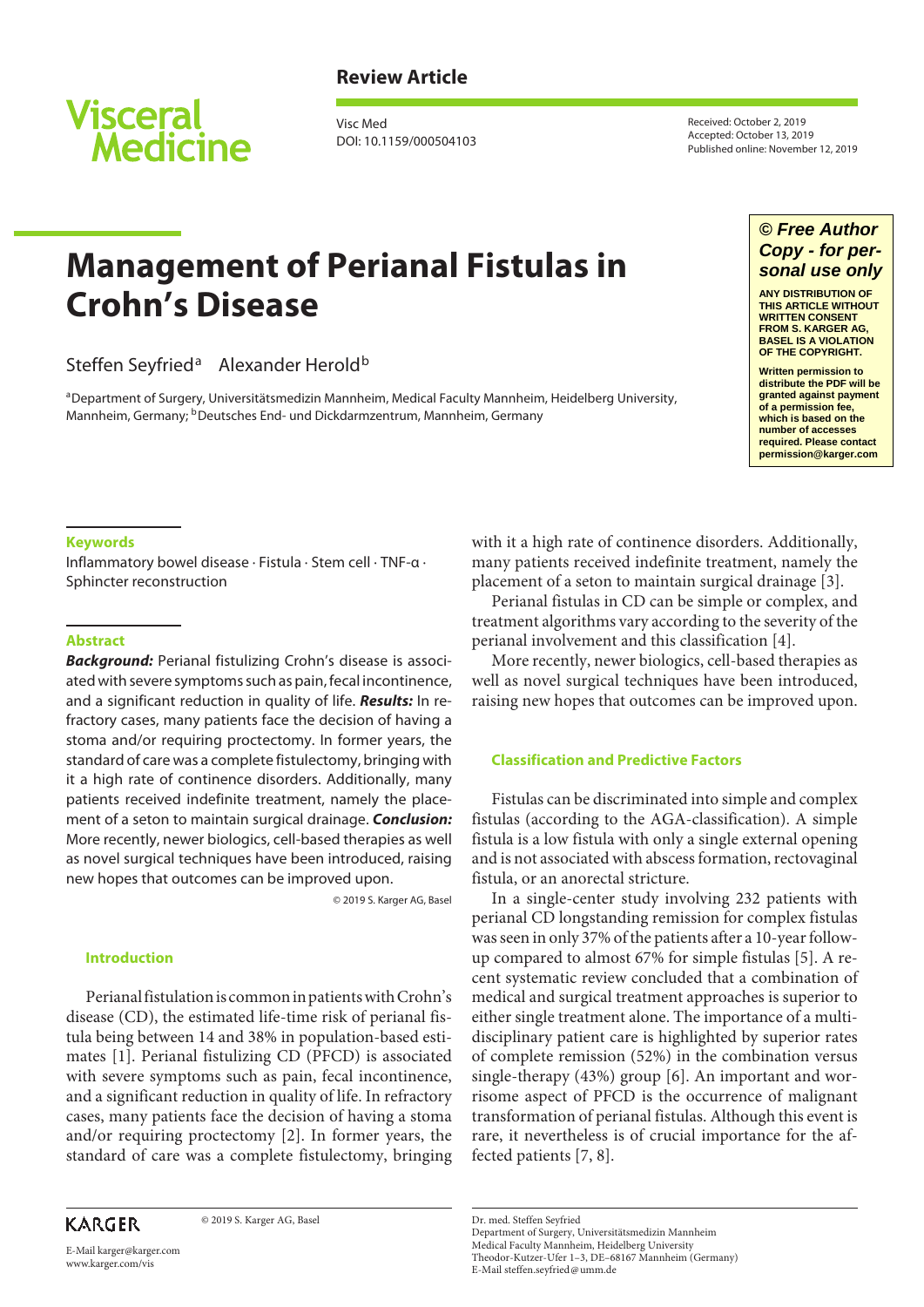**Review Article**

Visc Med
DOI: 10.1159/000504103

Received: October 2, 2019
Accepted: October 13, 2019
Published online: November 12, 2019

# Management of Perianal Fistulas in Crohn's Disease

Steffen Seyfried[a] Alexander Herold[b]

[a]Department of Surgery, Universitätsmedizin Mannheim, Medical Faculty Mannheim, Heidelberg University, Mannheim, Germany; [b]Deutsches End- und Dickdarmzentrum, Mannheim, Germany

**© Free Author Copy - for personal use only**

ANY DISTRIBUTION OF THIS ARTICLE WITHOUT WRITTEN CONSENT FROM S. KARGER AG, BASEL IS A VIOLATION OF THE COPYRIGHT.

Written permission to distribute the PDF will be granted against payment of a permission fee, which is based on the number of accesses required. Please contact permission@karger.com

## Keywords

Inflammatory bowel disease · Fistula · Stem cell · TNF-α · Sphincter reconstruction

## Abstract

***Background:*** Perianal fistulizing Crohn's disease is associated with severe symptoms such as pain, fecal incontinence, and a significant reduction in quality of life. ***Results:*** In refractory cases, many patients face the decision of having a stoma and/or requiring proctectomy. In former years, the standard of care was a complete fistulectomy, bringing with it a high rate of continence disorders. Additionally, many patients received indefinite treatment, namely the placement of a seton to maintain surgical drainage. ***Conclusion:*** More recently, newer biologics, cell-based therapies as well as novel surgical techniques have been introduced, raising new hopes that outcomes can be improved upon.

© 2019 S. Karger AG, Basel

## Introduction

Perianal fistulation is common in patients with Crohn's disease (CD), the estimated life-time risk of perianal fistula being between 14 and 38% in population-based estimates [1]. Perianal fistulizing CD (PFCD) is associated with severe symptoms such as pain, fecal incontinence, and a significant reduction in quality of life. In refractory cases, many patients face the decision of having a stoma and/or requiring proctectomy [2]. In former years, the standard of care was a complete fistulectomy, bringing with it a high rate of continence disorders. Additionally, many patients received indefinite treatment, namely the placement of a seton to maintain surgical drainage [3].

Perianal fistulas in CD can be simple or complex, and treatment algorithms vary according to the severity of the perianal involvement and this classification [4].

More recently, newer biologics, cell-based therapies as well as novel surgical techniques have been introduced, raising new hopes that outcomes can be improved upon.

## Classification and Predictive Factors

Fistulas can be discriminated into simple and complex fistulas (according to the AGA-classification). A simple fistula is a low fistula with only a single external opening and is not associated with abscess formation, rectovaginal fistula, or an anorectal stricture.

In a single-center study involving 232 patients with perianal CD longstanding remission for complex fistulas was seen in only 37% of the patients after a 10-year follow-up compared to almost 67% for simple fistulas [5]. A recent systematic review concluded that a combination of medical and surgical treatment approaches is superior to either single treatment alone. The importance of a multidisciplinary patient care is highlighted by superior rates of complete remission (52%) in the combination versus single-therapy (43%) group [6]. An important and worrisome aspect of PFCD is the occurrence of malignant transformation of perianal fistulas. Although this event is rare, it nevertheless is of crucial importance for the affected patients [7, 8].

KARGER

© 2019 S. Karger AG, Basel

E-Mail karger@karger.com
www.karger.com/vis

Dr. med. Steffen Seyfried
Department of Surgery, Universitätsmedizin Mannheim
Medical Faculty Mannheim, Heidelberg University
Theodor-Kutzer-Ufer 1–3, DE–68167 Mannheim (Germany)
E-Mail steffen.seyfried@umm.de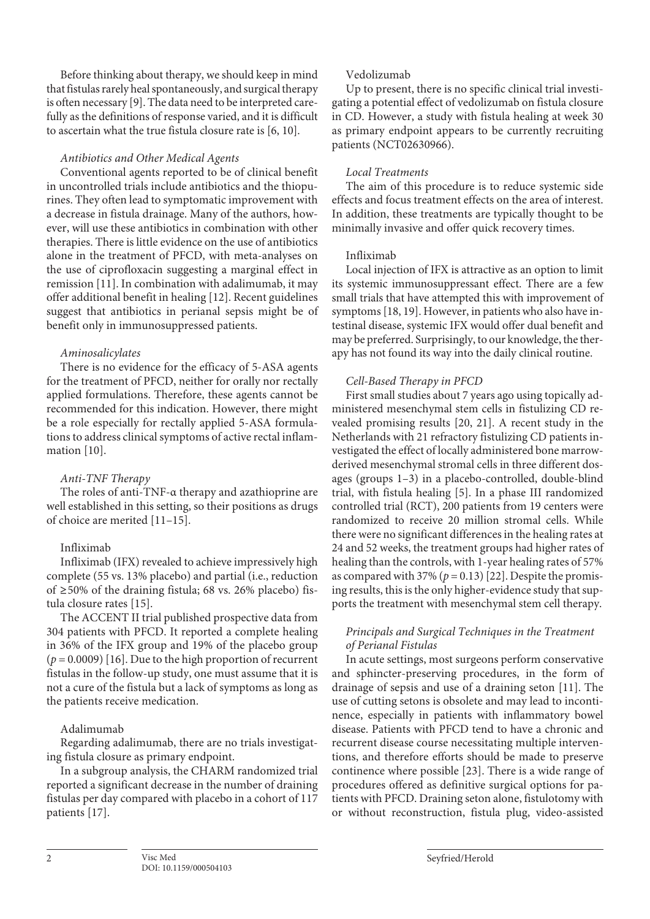Before thinking about therapy, we should keep in mind that fistulas rarely heal spontaneously, and surgical therapy is often necessary [9]. The data need to be interpreted carefully as the definitions of response varied, and it is difficult to ascertain what the true fistula closure rate is [6, 10].

### *Antibiotics and Other Medical Agents*

Conventional agents reported to be of clinical benefit in uncontrolled trials include antibiotics and the thiopurines. They often lead to symptomatic improvement with a decrease in fistula drainage. Many of the authors, however, will use these antibiotics in combination with other therapies. There is little evidence on the use of antibiotics alone in the treatment of PFCD, with meta-analyses on the use of ciprofloxacin suggesting a marginal effect in remission [11]. In combination with adalimumab, it may offer additional benefit in healing [12]. Recent guidelines suggest that antibiotics in perianal sepsis might be of benefit only in immunosuppressed patients.

### *Aminosalicylates*

There is no evidence for the efficacy of 5-ASA agents for the treatment of PFCD, neither for orally nor rectally applied formulations. Therefore, these agents cannot be recommended for this indication. However, there might be a role especially for rectally applied 5-ASA formulations to address clinical symptoms of active rectal inflammation [10].

### *Anti-TNF Therapy*

The roles of anti-TNF-α therapy and azathioprine are well established in this setting, so their positions as drugs of choice are merited [11–15].

#### Infliximab

Infliximab (IFX) revealed to achieve impressively high complete (55 vs. 13% placebo) and partial (i.e., reduction of ≥50% of the draining fistula; 68 vs. 26% placebo) fistula closure rates [15].

The ACCENT II trial published prospective data from 304 patients with PFCD. It reported a complete healing in 36% of the IFX group and 19% of the placebo group ($p = 0.0009$) [16]. Due to the high proportion of recurrent fistulas in the follow-up study, one must assume that it is not a cure of the fistula but a lack of symptoms as long as the patients receive medication.

#### Adalimumab

Regarding adalimumab, there are no trials investigating fistula closure as primary endpoint.

In a subgroup analysis, the CHARM randomized trial reported a significant decrease in the number of draining fistulas per day compared with placebo in a cohort of 117 patients [17].

#### Vedolizumab

Up to present, there is no specific clinical trial investigating a potential effect of vedolizumab on fistula closure in CD. However, a study with fistula healing at week 30 as primary endpoint appears to be currently recruiting patients (NCT02630966).

### *Local Treatments*

The aim of this procedure is to reduce systemic side effects and focus treatment effects on the area of interest. In addition, these treatments are typically thought to be minimally invasive and offer quick recovery times.

#### Infliximab

Local injection of IFX is attractive as an option to limit its systemic immunosuppressant effect. There are a few small trials that have attempted this with improvement of symptoms [18, 19]. However, in patients who also have intestinal disease, systemic IFX would offer dual benefit and may be preferred. Surprisingly, to our knowledge, the therapy has not found its way into the daily clinical routine.

### *Cell-Based Therapy in PFCD*

First small studies about 7 years ago using topically administered mesenchymal stem cells in fistulizing CD revealed promising results [20, 21]. A recent study in the Netherlands with 21 refractory fistulizing CD patients investigated the effect of locally administered bone marrow-derived mesenchymal stromal cells in three different dosages (groups 1–3) in a placebo-controlled, double-blind trial, with fistula healing [5]. In a phase III randomized controlled trial (RCT), 200 patients from 19 centers were randomized to receive 20 million stromal cells. While there were no significant differences in the healing rates at 24 and 52 weeks, the treatment groups had higher rates of healing than the controls, with 1-year healing rates of 57% as compared with 37% ($p = 0.13$) [22]. Despite the promising results, this is the only higher-evidence study that supports the treatment with mesenchymal stem cell therapy.

### *Principals and Surgical Techniques in the Treatment of Perianal Fistulas*

In acute settings, most surgeons perform conservative and sphincter-preserving procedures, in the form of drainage of sepsis and use of a draining seton [11]. The use of cutting setons is obsolete and may lead to incontinence, especially in patients with inflammatory bowel disease. Patients with PFCD tend to have a chronic and recurrent disease course necessitating multiple interventions, and therefore efforts should be made to preserve continence where possible [23]. There is a wide range of procedures offered as definitive surgical options for patients with PFCD. Draining seton alone, fistulotomy with or without reconstruction, fistula plug, video-assisted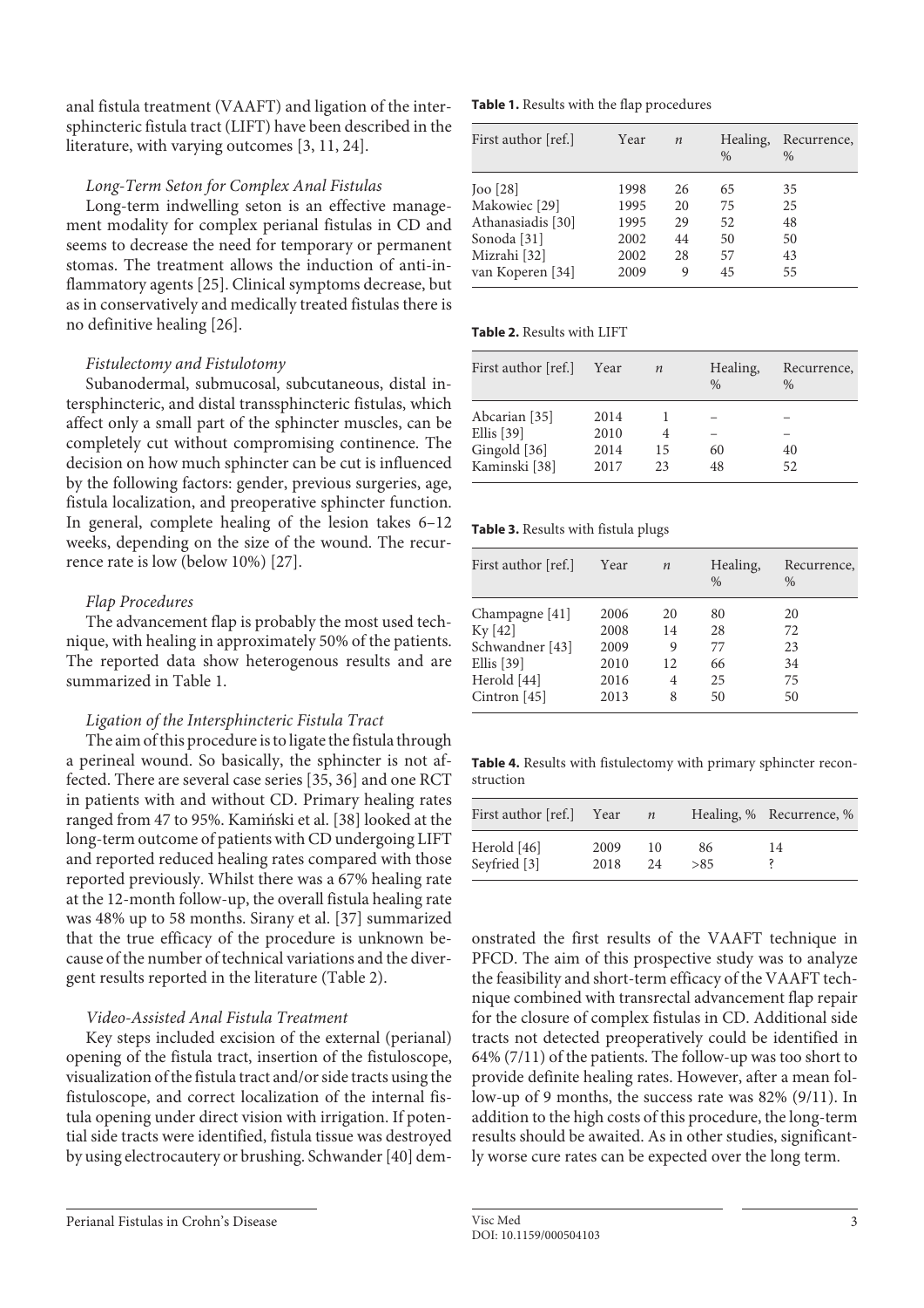anal fistula treatment (VAAFT) and ligation of the intersphincteric fistula tract (LIFT) have been described in the literature, with varying outcomes [3, 11, 24].

### *Long-Term Seton for Complex Anal Fistulas*

Long-term indwelling seton is an effective management modality for complex perianal fistulas in CD and seems to decrease the need for temporary or permanent stomas. The treatment allows the induction of anti-inflammatory agents [25]. Clinical symptoms decrease, but as in conservatively and medically treated fistulas there is no definitive healing [26].

### *Fistulectomy and Fistulotomy*

Subanodermal, submucosal, subcutaneous, distal intersphincteric, and distal transsphincteric fistulas, which affect only a small part of the sphincter muscles, can be completely cut without compromising continence. The decision on how much sphincter can be cut is influenced by the following factors: gender, previous surgeries, age, fistula localization, and preoperative sphincter function. In general, complete healing of the lesion takes 6–12 weeks, depending on the size of the wound. The recurrence rate is low (below 10%) [27].

### *Flap Procedures*

The advancement flap is probably the most used technique, with healing in approximately 50% of the patients. The reported data show heterogenous results and are summarized in Table 1.

### *Ligation of the Intersphincteric Fistula Tract*

The aim of this procedure is to ligate the fistula through a perineal wound. So basically, the sphincter is not affected. There are several case series [35, 36] and one RCT in patients with and without CD. Primary healing rates ranged from 47 to 95%. Kamiński et al. [38] looked at the long-term outcome of patients with CD undergoing LIFT and reported reduced healing rates compared with those reported previously. Whilst there was a 67% healing rate at the 12-month follow-up, the overall fistula healing rate was 48% up to 58 months. Sirany et al. [37] summarized that the true efficacy of the procedure is unknown because of the number of technical variations and the divergent results reported in the literature (Table 2).

### *Video-Assisted Anal Fistula Treatment*

Key steps included excision of the external (perianal) opening of the fistula tract, insertion of the fistuloscope, visualization of the fistula tract and/or side tracts using the fistuloscope, and correct localization of the internal fistula opening under direct vision with irrigation. If potential side tracts were identified, fistula tissue was destroyed by using electrocautery or brushing. Schwander [40] demonstrated the first results of the VAAFT technique in PFCD. The aim of this prospective study was to analyze the feasibility and short-term efficacy of the VAAFT technique combined with transrectal advancement flap repair for the closure of complex fistulas in CD. Additional side tracts not detected preoperatively could be identified in 64% (7/11) of the patients. The follow-up was too short to provide definite healing rates. However, after a mean follow-up of 9 months, the success rate was 82% (9/11). In addition to the high costs of this procedure, the long-term results should be awaited. As in other studies, significantly worse cure rates can be expected over the long term.

**Table 1.** Results with the flap procedures

| First author [ref.] | Year | *n* | Healing, % | Recurrence, % |
|---|---|---|---|---|
| Joo [28] | 1998 | 26 | 65 | 35 |
| Makowiec [29] | 1995 | 20 | 75 | 25 |
| Athanasiadis [30] | 1995 | 29 | 52 | 48 |
| Sonoda [31] | 2002 | 44 | 50 | 50 |
| Mizrahi [32] | 2002 | 28 | 57 | 43 |
| van Koperen [34] | 2009 | 9 | 45 | 55 |

**Table 2.** Results with LIFT

| First author [ref.] | Year | *n* | Healing, % | Recurrence, % |
|---|---|---|---|---|
| Abcarian [35] | 2014 | 1 | – | – |
| Ellis [39] | 2010 | 4 | – | – |
| Gingold [36] | 2014 | 15 | 60 | 40 |
| Kaminski [38] | 2017 | 23 | 48 | 52 |

**Table 3.** Results with fistula plugs

| First author [ref.] | Year | *n* | Healing, % | Recurrence, % |
|---|---|---|---|---|
| Champagne [41] | 2006 | 20 | 80 | 20 |
| Ky [42] | 2008 | 14 | 28 | 72 |
| Schwandner [43] | 2009 | 9 | 77 | 23 |
| Ellis [39] | 2010 | 12 | 66 | 34 |
| Herold [44] | 2016 | 4 | 25 | 75 |
| Cintron [45] | 2013 | 8 | 50 | 50 |

**Table 4.** Results with fistulectomy with primary sphincter reconstruction

| First author [ref.] | Year | *n* | Healing, % | Recurrence, % |
|---|---|---|---|---|
| Herold [46] | 2009 | 10 | 86 | 14 |
| Seyfried [3] | 2018 | 24 | >85 | ? |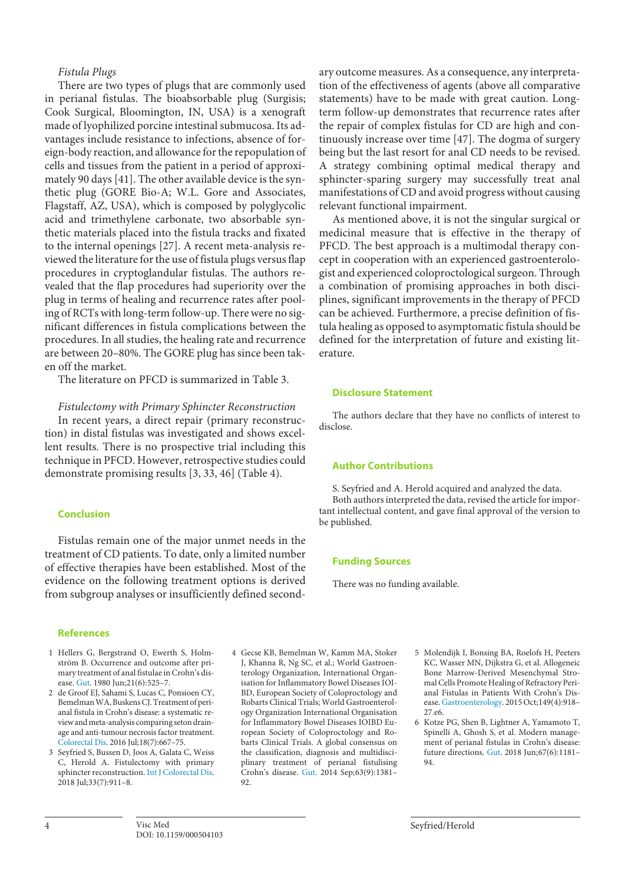*Fistula Plugs*

There are two types of plugs that are commonly used in perianal fistulas. The bioabsorbable plug (Surgisis; Cook Surgical, Bloomington, IN, USA) is a xenograft made of lyophilized porcine intestinal submucosa. Its advantages include resistance to infections, absence of foreign-body reaction, and allowance for the repopulation of cells and tissues from the patient in a period of approximately 90 days [41]. The other available device is the synthetic plug (GORE Bio-A; W.L. Gore and Associates, Flagstaff, AZ, USA), which is composed by polyglycolic acid and trimethylene carbonate, two absorbable synthetic materials placed into the fistula tracks and fixated to the internal openings [27]. A recent meta-analysis reviewed the literature for the use of fistula plugs versus flap procedures in cryptoglandular fistulas. The authors revealed that the flap procedures had superiority over the plug in terms of healing and recurrence rates after pooling of RCTs with long-term follow-up. There were no significant differences in fistula complications between the procedures. In all studies, the healing rate and recurrence are between 20–80%. The GORE plug has since been taken off the market.

The literature on PFCD is summarized in Table 3.

*Fistulectomy with Primary Sphincter Reconstruction*

In recent years, a direct repair (primary reconstruction) in distal fistulas was investigated and shows excellent results. There is no prospective trial including this technique in PFCD. However, retrospective studies could demonstrate promising results [3, 33, 46] (Table 4).

## Conclusion

Fistulas remain one of the major unmet needs in the treatment of CD patients. To date, only a limited number of effective therapies have been established. Most of the evidence on the following treatment options is derived from subgroup analyses or insufficiently defined secondary outcome measures. As a consequence, any interpretation of the effectiveness of agents (above all comparative statements) have to be made with great caution. Long-term follow-up demonstrates that recurrence rates after the repair of complex fistulas for CD are high and continuously increase over time [47]. The dogma of surgery being but the last resort for anal CD needs to be revised. A strategy combining optimal medical therapy and sphincter-sparing surgery may successfully treat anal manifestations of CD and avoid progress without causing relevant functional impairment.

As mentioned above, it is not the singular surgical or medicinal measure that is effective in the therapy of PFCD. The best approach is a multimodal therapy concept in cooperation with an experienced gastroenterologist and experienced coloproctological surgeon. Through a combination of promising approaches in both disciplines, significant improvements in the therapy of PFCD can be achieved. Furthermore, a precise definition of fistula healing as opposed to asymptomatic fistula should be defined for the interpretation of future and existing literature.

## Disclosure Statement

The authors declare that they have no conflicts of interest to disclose.

## Author Contributions

S. Seyfried and A. Herold acquired and analyzed the data.

Both authors interpreted the data, revised the article for important intellectual content, and gave final approval of the version to be published.

## Funding Sources

There was no funding available.

## References

1. Hellers G, Bergstrand O, Ewerth S, Holmström B. Occurrence and outcome after primary treatment of anal fistulae in Crohn's disease. Gut. 1980 Jun;21(6):525–7.
2. de Groof EJ, Sahami S, Lucas C, Ponsioen CY, Bemelman WA, Buskens CJ. Treatment of perianal fistula in Crohn's disease: a systematic review and meta-analysis comparing seton drainage and anti-tumour necrosis factor treatment. Colorectal Dis. 2016 Jul;18(7):667–75.
3. Seyfried S, Bussen D, Joos A, Galata C, Weiss C, Herold A. Fistulectomy with primary sphincter reconstruction. Int J Colorectal Dis. 2018 Jul;33(7):911–8.
4. Gecse KB, Bemelman W, Kamm MA, Stoker J, Khanna R, Ng SC, et al.; World Gastroenterology Organization, International Organisation for Inflammatory Bowel Diseases IOIBD, European Society of Coloproctology and Robarts Clinical Trials; World Gastroenterology Organization International Organisation for Inflammatory Bowel Diseases IOIBD European Society of Coloproctology and Robarts Clinical Trials. A global consensus on the classification, diagnosis and multidisciplinary treatment of perianal fistulising Crohn's disease. Gut. 2014 Sep;63(9):1381–92.
5. Molendijk I, Bonsing BA, Roelofs H, Peeters KC, Wasser MN, Dijkstra G, et al. Allogeneic Bone Marrow-Derived Mesenchymal Stromal Cells Promote Healing of Refractory Perianal Fistulas in Patients With Crohn's Disease. Gastroenterology. 2015 Oct;149(4):918–27.e6.
6. Kotze PG, Shen B, Lightner A, Yamamoto T, Spinelli A, Ghosh S, et al. Modern management of perianal fistulas in Crohn's disease: future directions. Gut. 2018 Jun;67(6):1181–94.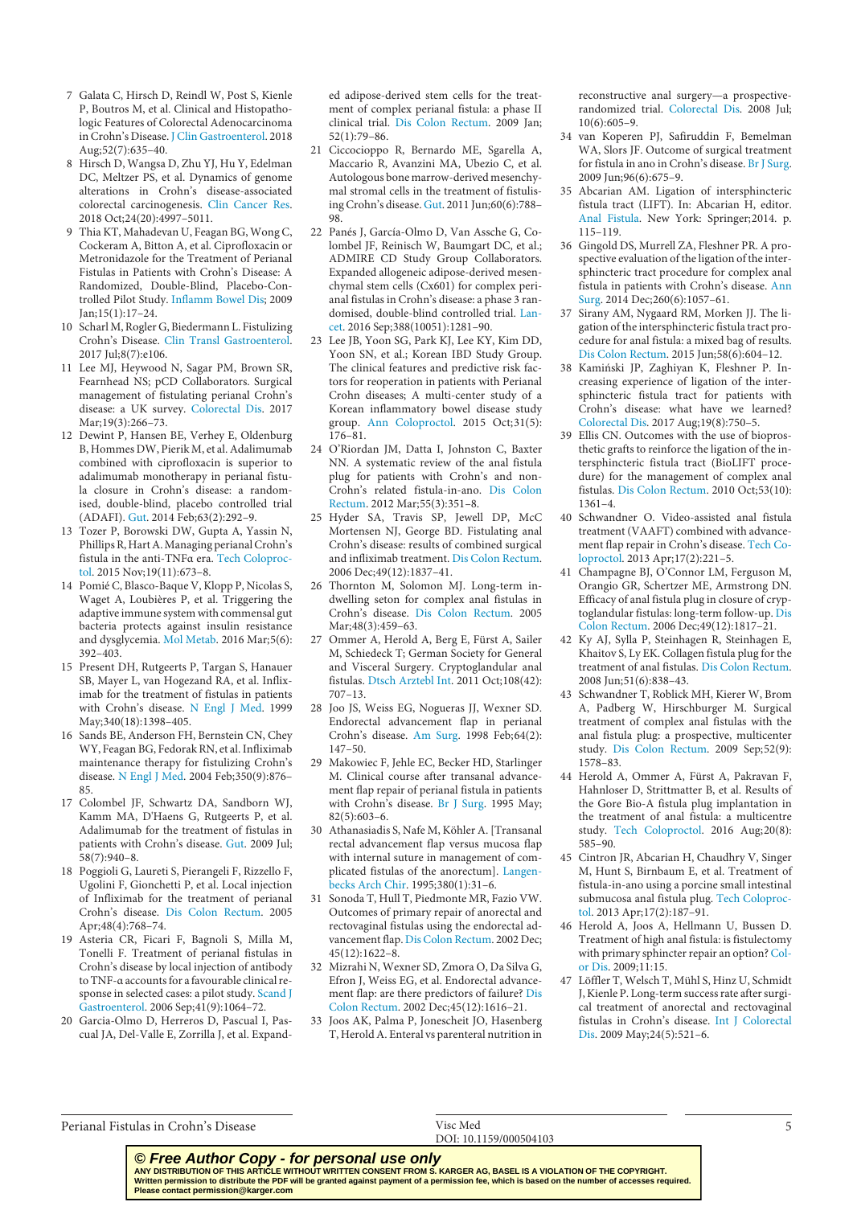7 Galata C, Hirsch D, Reindl W, Post S, Kienle P, Boutros M, et al. Clinical and Histopathologic Features of Colorectal Adenocarcinoma in Crohn's Disease. J Clin Gastroenterol. 2018 Aug;52(7):635–40.

8 Hirsch D, Wangsa D, Zhu YJ, Hu Y, Edelman DC, Meltzer PS, et al. Dynamics of genome alterations in Crohn's disease-associated colorectal carcinogenesis. Clin Cancer Res. 2018 Oct;24(20):4997–5011.

9 Thia KT, Mahadevan U, Feagan BG, Wong C, Cockeram A, Bitton A, et al. Ciprofloxacin or Metronidazole for the Treatment of Perianal Fistulas in Patients with Crohn's Disease: A Randomized, Double-Blind, Placebo-Controlled Pilot Study. Inflamm Bowel Dis; 2009 Jan;15(1):17–24.

10 Scharl M, Rogler G, Biedermann L. Fistulizing Crohn's Disease. Clin Transl Gastroenterol. 2017 Jul;8(7):e106.

11 Lee MJ, Heywood N, Sagar PM, Brown SR, Fearnhead NS; pCD Collaborators. Surgical management of fistulating perianal Crohn's disease: a UK survey. Colorectal Dis. 2017 Mar;19(3):266–73.

12 Dewint P, Hansen BE, Verhey E, Oldenburg B, Hommes DW, Pierik M, et al. Adalimumab combined with ciprofloxacin is superior to adalimumab monotherapy in perianal fistula closure in Crohn's disease: a randomised, double-blind, placebo controlled trial (ADAFI). Gut. 2014 Feb;63(2):292–9.

13 Tozer P, Borowski DW, Gupta A, Yassin N, Phillips R, Hart A. Managing perianal Crohn's fistula in the anti-TNFα era. Tech Coloproctol. 2015 Nov;19(11):673–8.

14 Pomié C, Blasco-Baque V, Klopp P, Nicolas S, Waget A, Loubières P, et al. Triggering the adaptive immune system with commensal gut bacteria protects against insulin resistance and dysglycemia. Mol Metab. 2016 Mar;5(6):392–403.

15 Present DH, Rutgeerts P, Targan S, Hanauer SB, Mayer L, van Hogezand RA, et al. Infliximab for the treatment of fistulas in patients with Crohn's disease. N Engl J Med. 1999 May;340(18):1398–405.

16 Sands BE, Anderson FH, Bernstein CN, Chey WY, Feagan BG, Fedorak RN, et al. Infliximab maintenance therapy for fistulizing Crohn's disease. N Engl J Med. 2004 Feb;350(9):876–85.

17 Colombel JF, Schwartz DA, Sandborn WJ, Kamm MA, D'Haens G, Rutgeerts P, et al. Adalimumab for the treatment of fistulas in patients with Crohn's disease. Gut. 2009 Jul;58(7):940–8.

18 Poggioli G, Laureti S, Pierangeli F, Rizzello F, Ugolini F, Gionchetti P, et al. Local injection of Infliximab for the treatment of perianal Crohn's disease. Dis Colon Rectum. 2005 Apr;48(4):768–74.

19 Asteria CR, Ficari F, Bagnoli S, Milla M, Tonelli F. Treatment of perianal fistulas in Crohn's disease by local injection of antibody to TNF-α accounts for a favourable clinical response in selected cases: a pilot study. Scand J Gastroenterol. 2006 Sep;41(9):1064–72.

20 Garcia-Olmo D, Herreros D, Pascual I, Pascual JA, Del-Valle E, Zorrilla J, et al. Expanded adipose-derived stem cells for the treatment of complex perianal fistula: a phase II clinical trial. Dis Colon Rectum. 2009 Jan;52(1):79–86.

21 Ciccocioppo R, Bernardo ME, Sgarella A, Maccario R, Avanzini MA, Ubezio C, et al. Autologous bone marrow-derived mesenchymal stromal cells in the treatment of fistulising Crohn's disease. Gut. 2011 Jun;60(6):788–98.

22 Panés J, García-Olmo D, Van Assche G, Colombel JF, Reinisch W, Baumgart DC, et al.; ADMIRE CD Study Group Collaborators. Expanded allogeneic adipose-derived mesenchymal stem cells (Cx601) for complex perianal fistulas in Crohn's disease: a phase 3 randomised, double-blind controlled trial. Lancet. 2016 Sep;388(10051):1281–90.

23 Lee JB, Yoon SG, Park KJ, Lee KY, Kim DD, Yoon SN, et al.; Korean IBD Study Group. The clinical features and predictive risk factors for reoperation in patients with Perianal Crohn diseases; A multi-center study of a Korean inflammatory bowel disease study group. Ann Coloproctol. 2015 Oct;31(5):176–81.

24 O'Riordan JM, Datta I, Johnston C, Baxter NN. A systematic review of the anal fistula plug for patients with Crohn's and non-Crohn's related fistula-in-ano. Dis Colon Rectum. 2012 Mar;55(3):351–8.

25 Hyder SA, Travis SP, Jewell DP, McC Mortensen NJ, George BD. Fistulating anal Crohn's disease: results of combined surgical and infliximab treatment. Dis Colon Rectum. 2006 Dec;49(12):1837–41.

26 Thornton M, Solomon MJ. Long-term indwelling seton for complex anal fistulas in Crohn's disease. Dis Colon Rectum. 2005 Mar;48(3):459–63.

27 Ommer A, Herold A, Berg E, Fürst A, Sailer M, Schiedeck T; German Society for General and Visceral Surgery. Cryptoglandular anal fistulas. Dtsch Arztebl Int. 2011 Oct;108(42):707–13.

28 Joo JS, Weiss EG, Nogueras JJ, Wexner SD. Endorectal advancement flap in perianal Crohn's disease. Am Surg. 1998 Feb;64(2):147–50.

29 Makowiec F, Jehle EC, Becker HD, Starlinger M. Clinical course after transanal advancement flap repair of perianal fistula in patients with Crohn's disease. Br J Surg. 1995 May;82(5):603–6.

30 Athanasiadis S, Nafe M, Köhler A. [Transanal rectal advancement flap versus mucosa flap with internal suture in management of complicated fistulas of the anorectum]. Langenbecks Arch Chir. 1995;380(1):31–6.

31 Sonoda T, Hull T, Piedmonte MR, Fazio VW. Outcomes of primary repair of anorectal and rectovaginal fistulas using the endorectal advancement flap. Dis Colon Rectum. 2002 Dec;45(12):1622–8.

32 Mizrahi N, Wexner SD, Zmora O, Da Silva G, Efron J, Weiss EG, et al. Endorectal advancement flap: are there predictors of failure? Dis Colon Rectum. 2002 Dec;45(12):1616–21.

33 Joos AK, Palma P, Jonescheit JO, Hasenberg T, Herold A. Enteral vs parenteral nutrition in reconstructive anal surgery—a prospective-randomized trial. Colorectal Dis. 2008 Jul;10(6):605–9.

34 van Koperen PJ, Safiruddin F, Bemelman WA, Slors JF. Outcome of surgical treatment for fistula in ano in Crohn's disease. Br J Surg. 2009 Jun;96(6):675–9.

35 Abcarian AM. Ligation of intersphincteric fistula tract (LIFT). In: Abcarian H, editor. Anal Fistula. New York: Springer;2014. p. 115–119.

36 Gingold DS, Murrell ZA, Fleshner PR. A prospective evaluation of the ligation of the intersphincteric tract procedure for complex anal fistula in patients with Crohn's disease. Ann Surg. 2014 Dec;260(6):1057–61.

37 Sirany AM, Nygaard RM, Morken JJ. The ligation of the intersphincteric fistula tract procedure for anal fistula: a mixed bag of results. Dis Colon Rectum. 2015 Jun;58(6):604–12.

38 Kamiński JP, Zaghiyan K, Fleshner P. Increasing experience of ligation of the intersphincteric fistula tract for patients with Crohn's disease: what have we learned? Colorectal Dis. 2017 Aug;19(8):750–5.

39 Ellis CN. Outcomes with the use of bioprosthetic grafts to reinforce the ligation of the intersphincteric fistula tract (BioLIFT procedure) for the management of complex anal fistulas. Dis Colon Rectum. 2010 Oct;53(10):1361–4.

40 Schwandner O. Video-assisted anal fistula treatment (VAAFT) combined with advancement flap repair in Crohn's disease. Tech Coloproctol. 2013 Apr;17(2):221–5.

41 Champagne BJ, O'Connor LM, Ferguson M, Orangio GR, Schertzer ME, Armstrong DN. Efficacy of anal fistula plug in closure of cryptoglandular fistulas: long-term follow-up. Dis Colon Rectum. 2006 Dec;49(12):1817–21.

42 Ky AJ, Sylla P, Steinhagen R, Steinhagen E, Khaitov S, Ly EK. Collagen fistula plug for the treatment of anal fistulas. Dis Colon Rectum. 2008 Jun;51(6):838–43.

43 Schwandner T, Roblick MH, Kierer W, Brom A, Padberg W, Hirschburger M. Surgical treatment of complex anal fistulas with the anal fistula plug: a prospective, multicenter study. Dis Colon Rectum. 2009 Sep;52(9):1578–83.

44 Herold A, Ommer A, Fürst A, Pakravan F, Hahnloser D, Strittmatter B, et al. Results of the Gore Bio-A fistula plug implantation in the treatment of anal fistula: a multicentre study. Tech Coloproctol. 2016 Aug;20(8):585–90.

45 Cintron JR, Abcarian H, Chaudhry V, Singer M, Hunt S, Birnbaum E, et al. Treatment of fistula-in-ano using a porcine small intestinal submucosa anal fistula plug. Tech Coloproctol. 2013 Apr;17(2):187–91.

46 Herold A, Joos A, Hellmann U, Bussen D. Treatment of high anal fistula: is fistulectomy with primary sphincter repair an option? Color Dis. 2009;11:15.

47 Löffler T, Welsch T, Mühl S, Hinz U, Schmidt J, Kienle P. Long-term success rate after surgical treatment of anorectal and rectovaginal fistulas in Crohn's disease. Int J Colorectal Dis. 2009 May;24(5):521–6.

**© Free Author Copy - for personal use only**
**ANY DISTRIBUTION OF THIS ARTICLE WITHOUT WRITTEN CONSENT FROM S. KARGER AG, BASEL IS A VIOLATION OF THE COPYRIGHT. Written permission to distribute the PDF will be granted against payment of a permission fee, which is based on the number of accesses required. Please contact permission@karger.com**